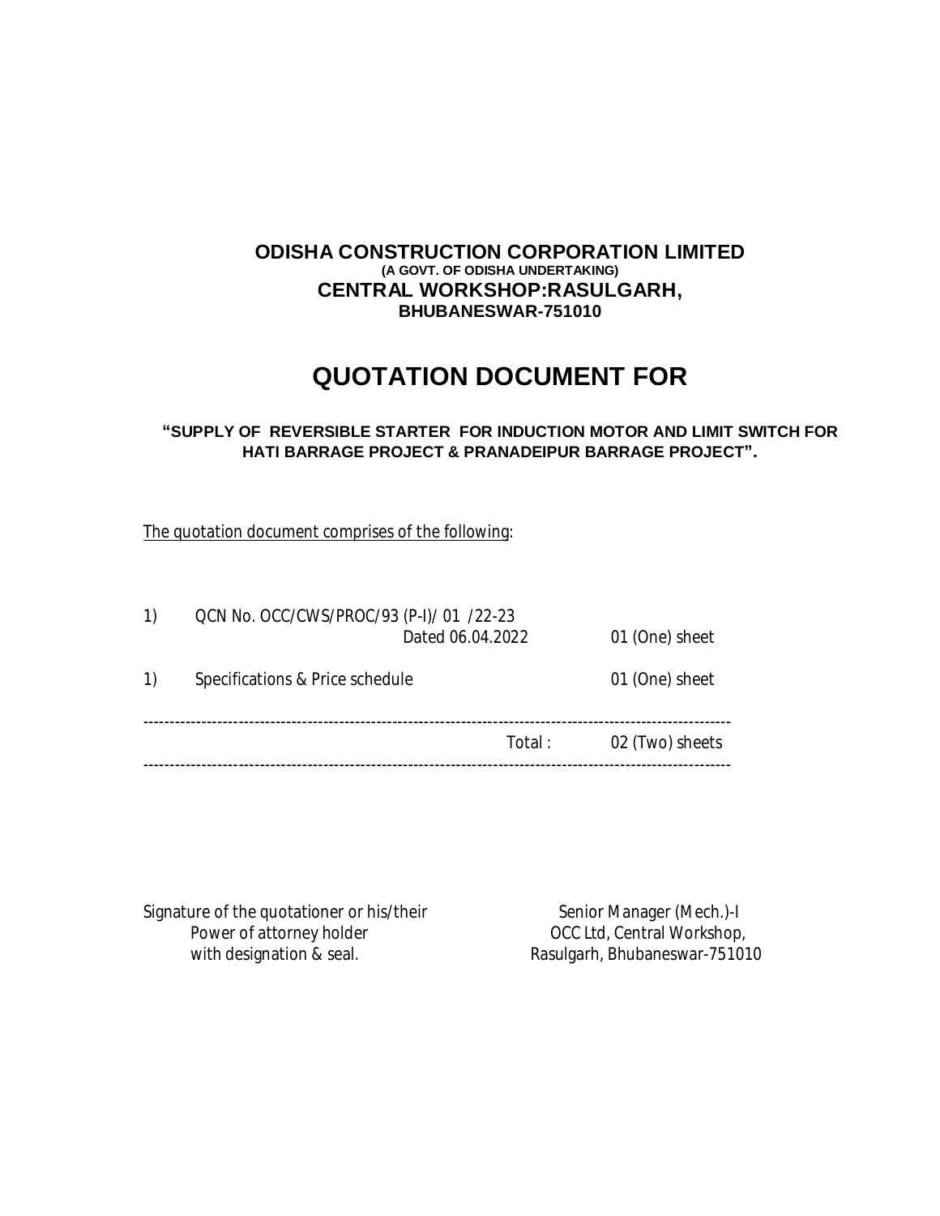**ODISHA CONSTRUCTION CORPORATION LIMITED**
**(A GOVT. OF ODISHA UNDERTAKING)**
**CENTRAL WORKSHOP:RASULGARH,**
**BHUBANESWAR-751010**

# QUOTATION DOCUMENT FOR

**"SUPPLY OF REVERSIBLE STARTER FOR INDUCTION MOTOR AND LIMIT SWITCH FOR HATI BARRAGE PROJECT & PRANADEIPUR BARRAGE PROJECT".**

<u>The quotation document comprises of the following</u>:

| | | |
|---|---|---|
| 1) | QCN No. OCC/CWS/PROC/93 (P-I)/ 01 /22-23 Dated 06.04.2022 | 01 (One) sheet |
| 1) | Specifications & Price schedule | 01 (One) sheet |
| | Total : | 02 (Two) sheets |

Signature of the quotationer or his/their
Power of attorney holder
with designation & seal.

Senior Manager (Mech.)-I
OCC Ltd, Central Workshop,
Rasulgarh, Bhubaneswar-751010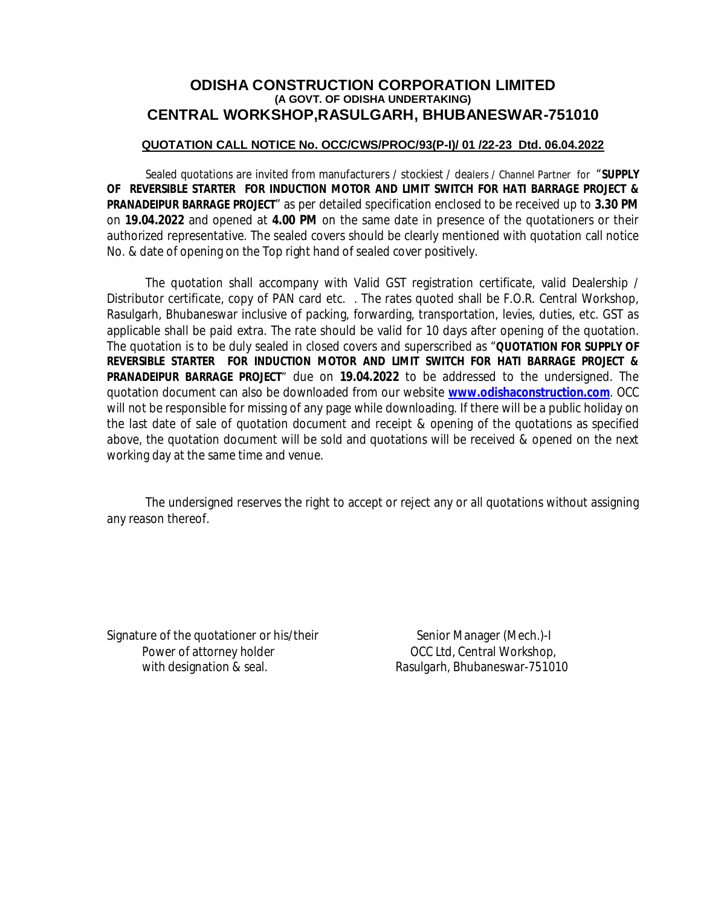# ODISHA CONSTRUCTION CORPORATION LIMITED

**(A GOVT. OF ODISHA UNDERTAKING)**

## CENTRAL WORKSHOP,RASULGARH, BHUBANESWAR-751010

**QUOTATION CALL NOTICE No. OCC/CWS/PROC/93(P-I)/ 01 /22-23 Dtd. 06.04.2022**

Sealed quotations are invited from manufacturers / stockiest / dealers / Channel Partner for "**SUPPLY OF REVERSIBLE STARTER FOR INDUCTION MOTOR AND LIMIT SWITCH FOR HATI BARRAGE PROJECT & PRANADEIPUR BARRAGE PROJECT**" as per detailed specification enclosed to be received up to **3.30 PM** on **19.04.2022** and opened at **4.00 PM** on the same date in presence of the quotationers or their authorized representative. The sealed covers should be clearly mentioned with quotation call notice No. & date of opening on the Top right hand of sealed cover positively.

The quotation shall accompany with Valid GST registration certificate, valid Dealership / Distributor certificate, copy of PAN card etc. . The rates quoted shall be F.O.R. Central Workshop, Rasulgarh, Bhubaneswar inclusive of packing, forwarding, transportation, levies, duties, etc. GST as applicable shall be paid extra. The rate should be valid for 10 days after opening of the quotation. The quotation is to be duly sealed in closed covers and superscribed as "**QUOTATION FOR SUPPLY OF REVERSIBLE STARTER FOR INDUCTION MOTOR AND LIMIT SWITCH FOR HATI BARRAGE PROJECT & PRANADEIPUR BARRAGE PROJECT**" due on **19.04.2022** to be addressed to the undersigned. The quotation document can also be downloaded from our website **www.odishaconstruction.com**. OCC will not be responsible for missing of any page while downloading. If there will be a public holiday on the last date of sale of quotation document and receipt & opening of the quotations as specified above, the quotation document will be sold and quotations will be received & opened on the next working day at the same time and venue.

The undersigned reserves the right to accept or reject any or all quotations without assigning any reason thereof.

Signature of the quotationer or his/their
Power of attorney holder
with designation & seal.

Senior Manager (Mech.)-I
OCC Ltd, Central Workshop,
Rasulgarh, Bhubaneswar-751010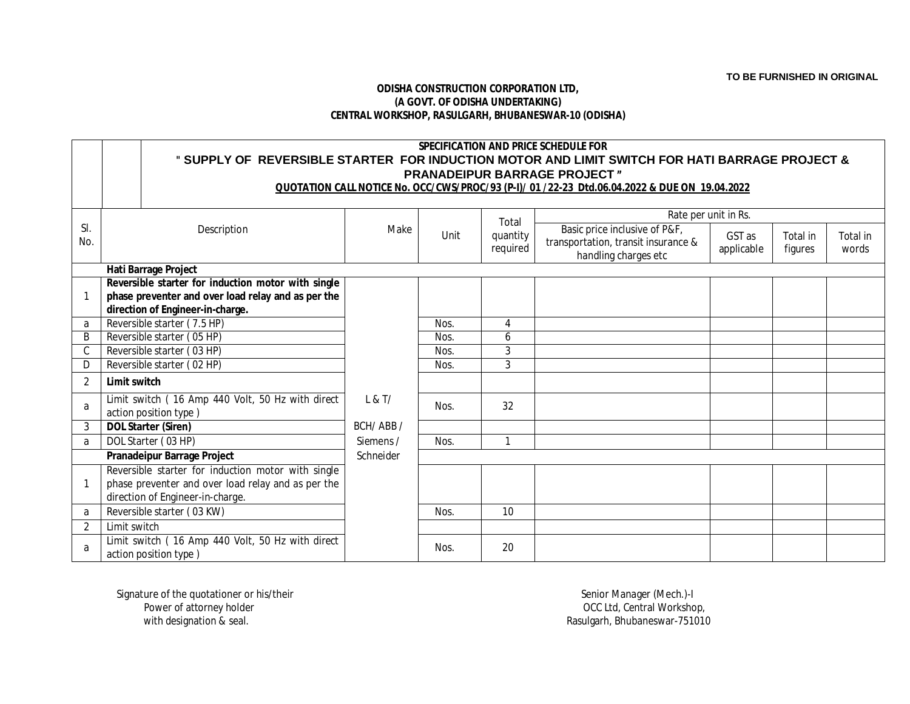TO BE FURNISHED IN ORIGINAL

**ODISHA CONSTRUCTION CORPORATION LTD,**
**(A GOVT. OF ODISHA UNDERTAKING)**
**CENTRAL WORKSHOP, RASULGARH, BHUBANESWAR-10 (ODISHA)**

**SPECIFICATION AND PRICE SCHEDULE FOR**

**" SUPPLY OF REVERSIBLE STARTER FOR INDUCTION MOTOR AND LIMIT SWITCH FOR HATI BARRAGE PROJECT & PRANADEIPUR BARRAGE PROJECT "**

**QUOTATION CALL NOTICE No. OCC/CWS/PROC/93 (P-I)/ 01 /22-23 Dtd.06.04.2022 & DUE ON 19.04.2022**

| Sl. No. | Description | Make | Unit | Total quantity required | Rate per unit in Rs. | | | |
|---|---|---|---|---|---|---|---|---|
| | | | | | Basic price inclusive of P&F, transportation, transit insurance & handling charges etc | GST as applicable | Total in figures | Total in words |
| | **Hati Barrage Project** | | | | | | | |
| 1 | **Reversible starter for induction motor with single phase preventer and over load relay and as per the direction of Engineer-in-charge.** | L & T/ BCH/ ABB / Siemens / Schneider | | | | | | |
| a | Reversible starter ( 7.5 HP) | | Nos. | 4 | | | | |
| B | Reversible starter ( 05 HP) | | Nos. | 6 | | | | |
| C | Reversible starter ( 03 HP) | | Nos. | 3 | | | | |
| D | Reversible starter ( 02 HP) | | Nos. | 3 | | | | |
| 2 | **Limit switch** | | | | | | | |
| a | Limit switch ( 16 Amp 440 Volt, 50 Hz with direct action position type ) | | Nos. | 32 | | | | |
| 3 | **DOL Starter (Siren)** | | | | | | | |
| a | DOL Starter ( 03 HP) | | Nos. | 1 | | | | |
| | **Pranadeipur Barrage Project** | | | | | | | |
| 1 | Reversible starter for induction motor with single phase preventer and over load relay and as per the direction of Engineer-in-charge. | | | | | | | |
| a | Reversible starter ( 03 KW) | | Nos. | 10 | | | | |
| 2 | Limit switch | | | | | | | |
| a | Limit switch ( 16 Amp 440 Volt, 50 Hz with direct action position type ) | | Nos. | 20 | | | | |

Signature of the quotationer or his/their
Power of attorney holder
with designation & seal.

Senior Manager (Mech.)-I
OCC Ltd, Central Workshop,
Rasulgarh, Bhubaneswar-751010